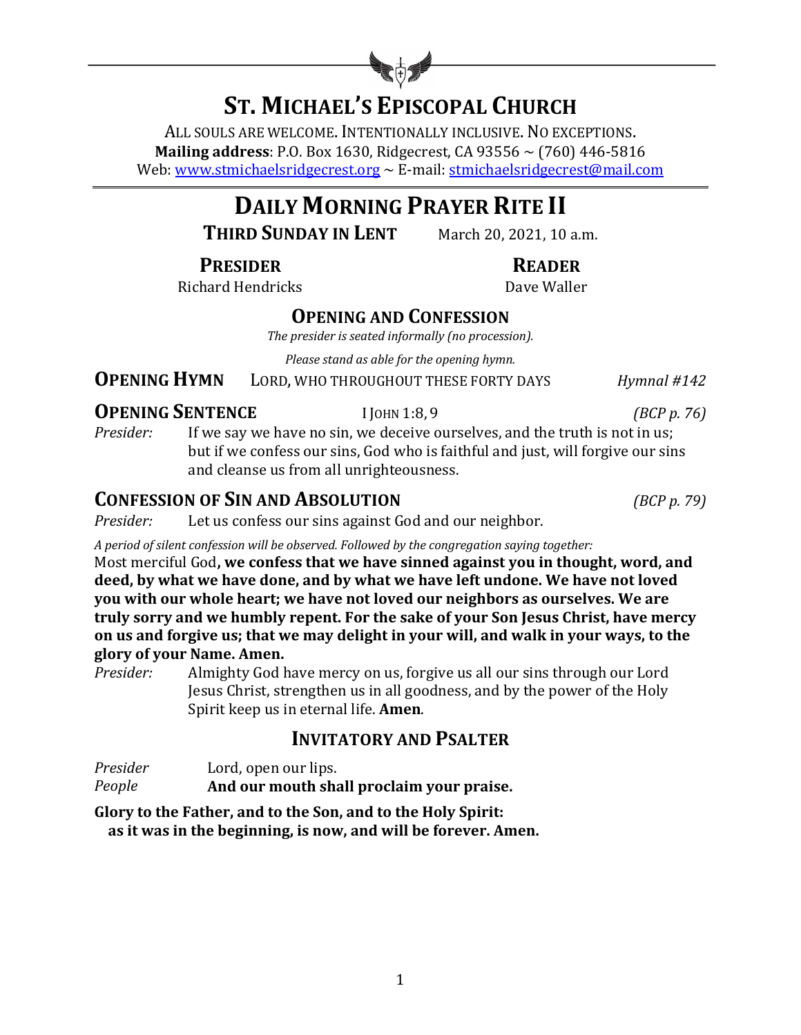# St. Michael's Episcopal Church

ALL SOULS ARE WELCOME. INTENTIONALLY INCLUSIVE. NO EXCEPTIONS.
**Mailing address**: P.O. Box 1630, Ridgecrest, CA 93556 ~ (760) 446-5816
Web: www.stmichaelsridgecrest.org ~ E-mail: stmichaelsridgecrest@mail.com

# Daily Morning Prayer Rite II

**THIRD SUNDAY IN LENT** March 20, 2021, 10 a.m.

**PRESIDER**
Richard Hendricks

**READER**
Dave Waller

## Opening and Confession

*The presider is seated informally (no procession).*

*Please stand as able for the opening hymn.*

**OPENING HYMN** LORD, WHO THROUGHOUT THESE FORTY DAYS *Hymnal #142*

**OPENING SENTENCE** I JOHN 1:8, 9 *(BCP p. 76)*

*Presider:* If we say we have no sin, we deceive ourselves, and the truth is not in us; but if we confess our sins, God who is faithful and just, will forgive our sins and cleanse us from all unrighteousness.

### Confession of Sin and Absolution *(BCP p. 79)*

*Presider:* Let us confess our sins against God and our neighbor.

*A period of silent confession will be observed. Followed by the congregation saying together:*

Most merciful God**, we confess that we have sinned against you in thought, word, and deed, by what we have done, and by what we have left undone. We have not loved you with our whole heart; we have not loved our neighbors as ourselves. We are truly sorry and we humbly repent. For the sake of your Son Jesus Christ, have mercy on us and forgive us; that we may delight in your will, and walk in your ways, to the glory of your Name. Amen.**

*Presider:* Almighty God have mercy on us, forgive us all our sins through our Lord Jesus Christ, strengthen us in all goodness, and by the power of the Holy Spirit keep us in eternal life. **Amen**.

## Invitatory and Psalter

*Presider* Lord, open our lips.
*People* **And our mouth shall proclaim your praise.**

**Glory to the Father, and to the Son, and to the Holy Spirit:**
**as it was in the beginning, is now, and will be forever. Amen.**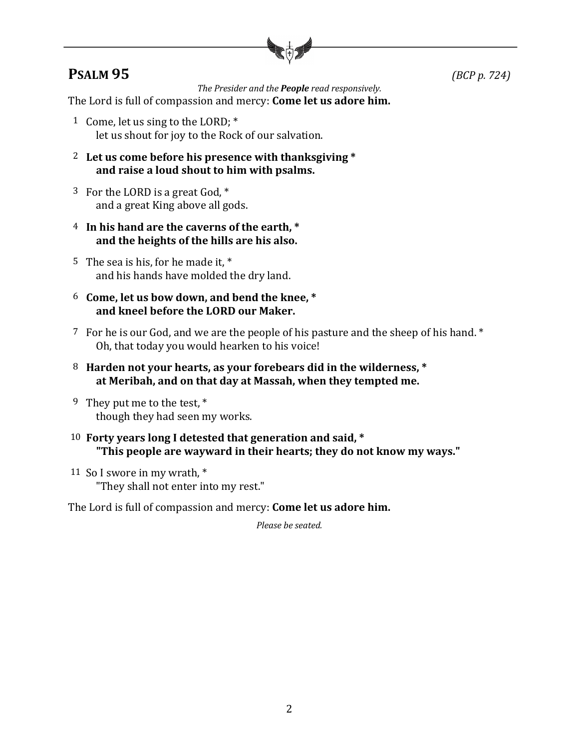## **PSALM 95** *(BCP p. 724)*

*The Presider and the* ***People*** *read responsively.*

The Lord is full of compassion and mercy: **Come let us adore him.**

1 Come, let us sing to the LORD; *
let us shout for joy to the Rock of our salvation.

2 **Let us come before his presence with thanksgiving *
and raise a loud shout to him with psalms.**

3 For the LORD is a great God, *
and a great King above all gods.

4 **In his hand are the caverns of the earth, *
and the heights of the hills are his also.**

5 The sea is his, for he made it, *
and his hands have molded the dry land.

6 **Come, let us bow down, and bend the knee, *
and kneel before the LORD our Maker.**

7 For he is our God, and we are the people of his pasture and the sheep of his hand. *
Oh, that today you would hearken to his voice!

8 **Harden not your hearts, as your forebears did in the wilderness, *
at Meribah, and on that day at Massah, when they tempted me.**

9 They put me to the test, *
though they had seen my works.

10 **Forty years long I detested that generation and said, *
"This people are wayward in their hearts; they do not know my ways."**

11 So I swore in my wrath, *
"They shall not enter into my rest."

The Lord is full of compassion and mercy: **Come let us adore him.**

*Please be seated.*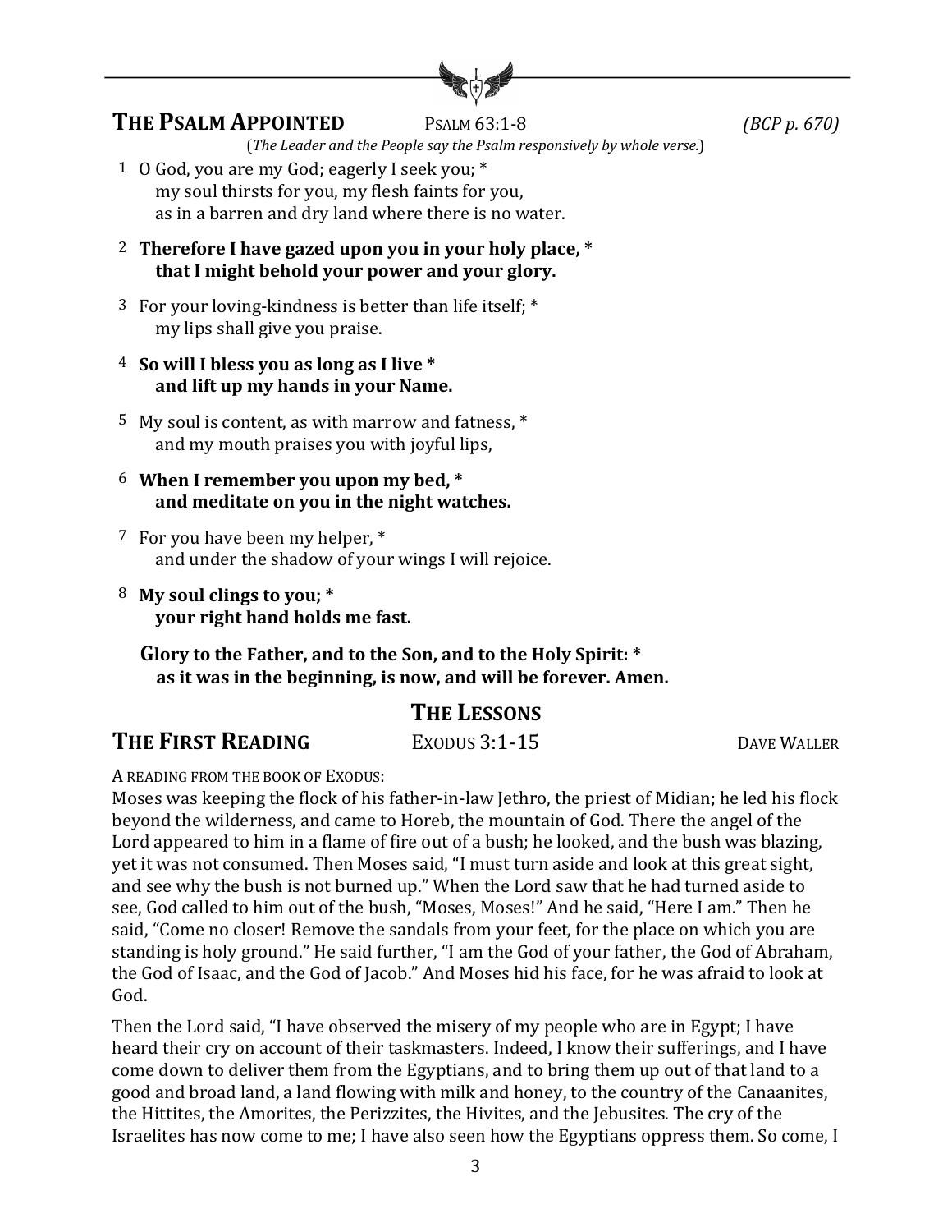## THE PSALM APPOINTED   PSALM 63:1-8   *(BCP p. 670)*

(*The Leader and the People say the Psalm responsively by whole verse.*)

1 O God, you are my God; eagerly I seek you; *
  my soul thirsts for you, my flesh faints for you,
  as in a barren and dry land where there is no water.

2 **Therefore I have gazed upon you in your holy place, ***
  **that I might behold your power and your glory.**

3 For your loving-kindness is better than life itself; *
  my lips shall give you praise.

4 **So will I bless you as long as I live ***
  **and lift up my hands in your Name.**

5 My soul is content, as with marrow and fatness, *
  and my mouth praises you with joyful lips,

6 **When I remember you upon my bed, ***
  **and meditate on you in the night watches.**

7 For you have been my helper, *
  and under the shadow of your wings I will rejoice.

8 **My soul clings to you; ***
  **your right hand holds me fast.**

**Glory to the Father, and to the Son, and to the Holy Spirit: ***
**as it was in the beginning, is now, and will be forever. Amen.**

## THE LESSONS

## THE FIRST READING   EXODUS 3:1-15   DAVE WALLER

A READING FROM THE BOOK OF EXODUS:
Moses was keeping the flock of his father-in-law Jethro, the priest of Midian; he led his flock beyond the wilderness, and came to Horeb, the mountain of God. There the angel of the Lord appeared to him in a flame of fire out of a bush; he looked, and the bush was blazing, yet it was not consumed. Then Moses said, "I must turn aside and look at this great sight, and see why the bush is not burned up." When the Lord saw that he had turned aside to see, God called to him out of the bush, "Moses, Moses!" And he said, "Here I am." Then he said, "Come no closer! Remove the sandals from your feet, for the place on which you are standing is holy ground." He said further, "I am the God of your father, the God of Abraham, the God of Isaac, and the God of Jacob." And Moses hid his face, for he was afraid to look at God.

Then the Lord said, "I have observed the misery of my people who are in Egypt; I have heard their cry on account of their taskmasters. Indeed, I know their sufferings, and I have come down to deliver them from the Egyptians, and to bring them up out of that land to a good and broad land, a land flowing with milk and honey, to the country of the Canaanites, the Hittites, the Amorites, the Perizzites, the Hivites, and the Jebusites. The cry of the Israelites has now come to me; I have also seen how the Egyptians oppress them. So come, I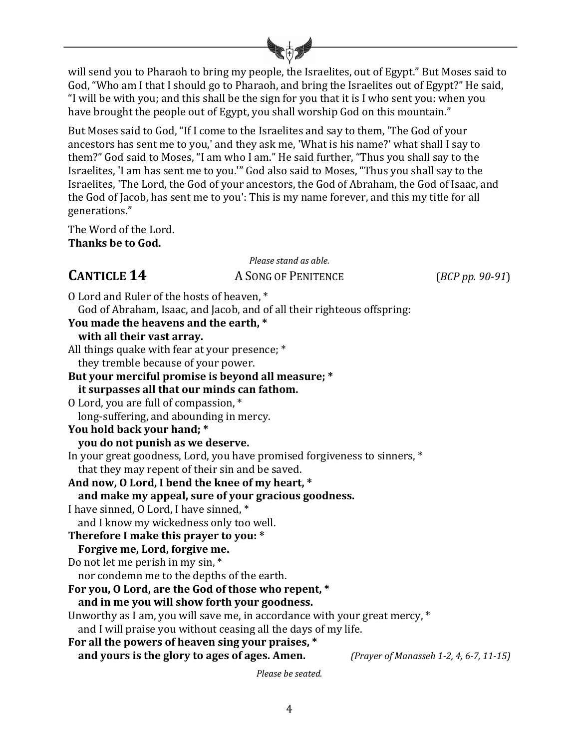will send you to Pharaoh to bring my people, the Israelites, out of Egypt." But Moses said to God, "Who am I that I should go to Pharaoh, and bring the Israelites out of Egypt?" He said, "I will be with you; and this shall be the sign for you that it is I who sent you: when you have brought the people out of Egypt, you shall worship God on this mountain."

But Moses said to God, "If I come to the Israelites and say to them, 'The God of your ancestors has sent me to you,' and they ask me, 'What is his name?' what shall I say to them?" God said to Moses, "I am who I am." He said further, "Thus you shall say to the Israelites, 'I am has sent me to you.'" God also said to Moses, "Thus you shall say to the Israelites, 'The Lord, the God of your ancestors, the God of Abraham, the God of Isaac, and the God of Jacob, has sent me to you': This is my name forever, and this my title for all generations."

The Word of the Lord.
**Thanks be to God.**

*Please stand as able.*

## CANTICLE 14 — A SONG OF PENITENCE (*BCP pp. 90-91*)

O Lord and Ruler of the hosts of heaven, *
   God of Abraham, Isaac, and Jacob, and of all their righteous offspring:
**You made the heavens and the earth, *
   with all their vast array.**
All things quake with fear at your presence; *
   they tremble because of your power.
**But your merciful promise is beyond all measure; *
   it surpasses all that our minds can fathom.**
O Lord, you are full of compassion, *
   long-suffering, and abounding in mercy.
**You hold back your hand; *
   you do not punish as we deserve.**
In your great goodness, Lord, you have promised forgiveness to sinners, *
   that they may repent of their sin and be saved.
**And now, O Lord, I bend the knee of my heart, *
   and make my appeal, sure of your gracious goodness.**
I have sinned, O Lord, I have sinned, *
   and I know my wickedness only too well.
**Therefore I make this prayer to you: *
   Forgive me, Lord, forgive me.**
Do not let me perish in my sin, *
   nor condemn me to the depths of the earth.
**For you, O Lord, are the God of those who repent, *
   and in me you will show forth your goodness.**
Unworthy as I am, you will save me, in accordance with your great mercy, *
   and I will praise you without ceasing all the days of my life.
**For all the powers of heaven sing your praises, *
   and yours is the glory to ages of ages. Amen.** *(Prayer of Manasseh 1-2, 4, 6-7, 11-15)*

*Please be seated.*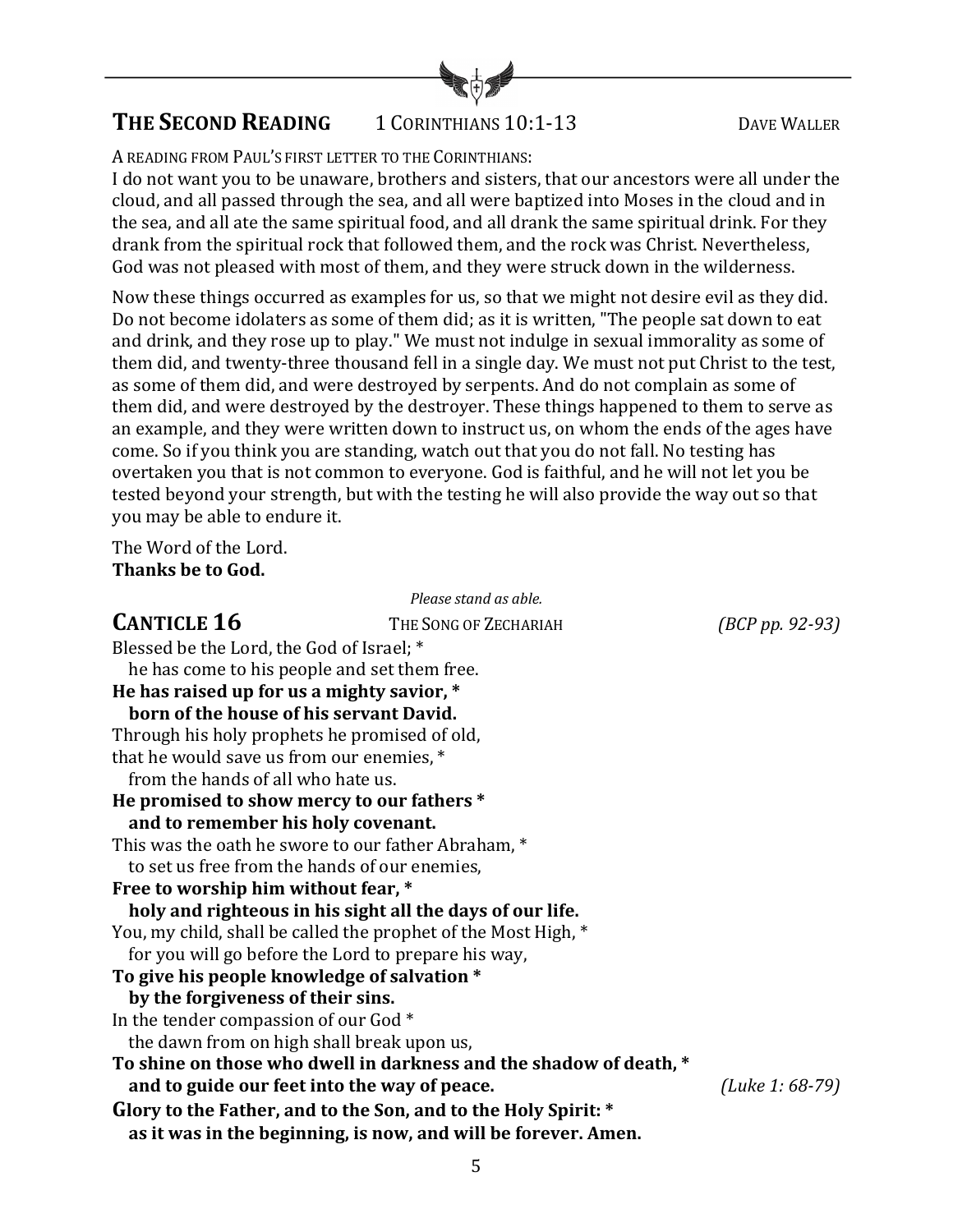## THE SECOND READING 1 CORINTHIANS 10:1-13 DAVE WALLER

A READING FROM PAUL'S FIRST LETTER TO THE CORINTHIANS:
I do not want you to be unaware, brothers and sisters, that our ancestors were all under the cloud, and all passed through the sea, and all were baptized into Moses in the cloud and in the sea, and all ate the same spiritual food, and all drank the same spiritual drink. For they drank from the spiritual rock that followed them, and the rock was Christ. Nevertheless, God was not pleased with most of them, and they were struck down in the wilderness.

Now these things occurred as examples for us, so that we might not desire evil as they did. Do not become idolaters as some of them did; as it is written, "The people sat down to eat and drink, and they rose up to play." We must not indulge in sexual immorality as some of them did, and twenty-three thousand fell in a single day. We must not put Christ to the test, as some of them did, and were destroyed by serpents. And do not complain as some of them did, and were destroyed by the destroyer. These things happened to them to serve as an example, and they were written down to instruct us, on whom the ends of the ages have come. So if you think you are standing, watch out that you do not fall. No testing has overtaken you that is not common to everyone. God is faithful, and he will not let you be tested beyond your strength, but with the testing he will also provide the way out so that you may be able to endure it.

The Word of the Lord.
**Thanks be to God.**

*Please stand as able.*

## CANTICLE 16 THE SONG OF ZECHARIAH *(BCP pp. 92-93)*

Blessed be the Lord, the God of Israel; *
he has come to his people and set them free.
**He has raised up for us a mighty savior, ***
**born of the house of his servant David.**
Through his holy prophets he promised of old,
that he would save us from our enemies, *
from the hands of all who hate us.
**He promised to show mercy to our fathers ***
**and to remember his holy covenant.**
This was the oath he swore to our father Abraham, *
to set us free from the hands of our enemies,
**Free to worship him without fear, ***
**holy and righteous in his sight all the days of our life.**
You, my child, shall be called the prophet of the Most High, *
for you will go before the Lord to prepare his way,
**To give his people knowledge of salvation ***
**by the forgiveness of their sins.**
In the tender compassion of our God *
the dawn from on high shall break upon us,
**To shine on those who dwell in darkness and the shadow of death, ***
**and to guide our feet into the way of peace.** *(Luke 1: 68-79)*
**Glory to the Father, and to the Son, and to the Holy Spirit: ***
**as it was in the beginning, is now, and will be forever. Amen.**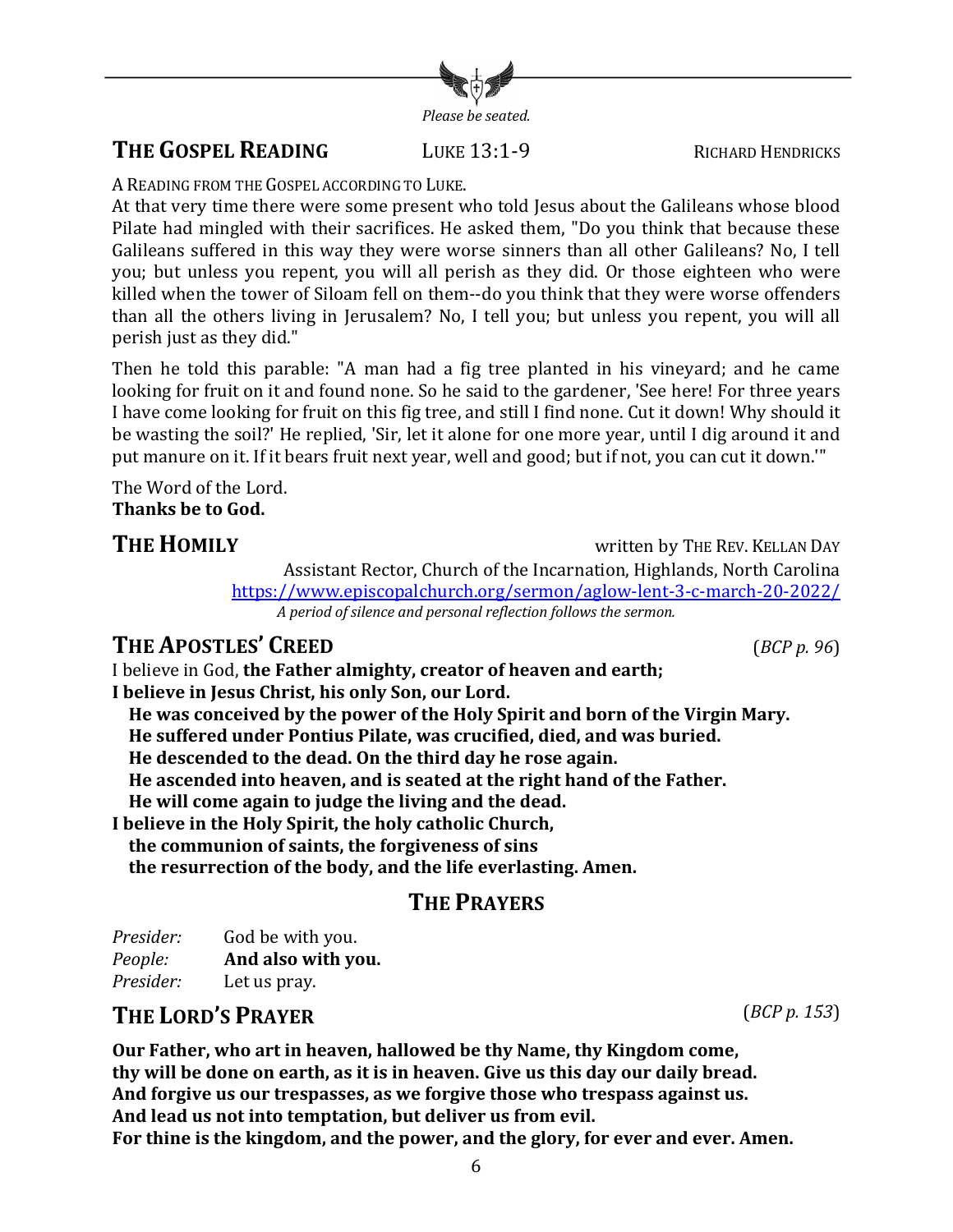*Please be seated.*

## THE GOSPEL READING LUKE 13:1-9 RICHARD HENDRICKS

A READING FROM THE GOSPEL ACCORDING TO LUKE.
At that very time there were some present who told Jesus about the Galileans whose blood Pilate had mingled with their sacrifices. He asked them, "Do you think that because these Galileans suffered in this way they were worse sinners than all other Galileans? No, I tell you; but unless you repent, you will all perish as they did. Or those eighteen who were killed when the tower of Siloam fell on them--do you think that they were worse offenders than all the others living in Jerusalem? No, I tell you; but unless you repent, you will all perish just as they did."

Then he told this parable: "A man had a fig tree planted in his vineyard; and he came looking for fruit on it and found none. So he said to the gardener, 'See here! For three years I have come looking for fruit on this fig tree, and still I find none. Cut it down! Why should it be wasting the soil?' He replied, 'Sir, let it alone for one more year, until I dig around it and put manure on it. If it bears fruit next year, well and good; but if not, you can cut it down.'"

The Word of the Lord.
**Thanks be to God.**

## THE HOMILY written by THE REV. KELLAN DAY

Assistant Rector, Church of the Incarnation, Highlands, North Carolina
https://www.episcopalchurch.org/sermon/aglow-lent-3-c-march-20-2022/
*A period of silence and personal reflection follows the sermon.*

## THE APOSTLES' CREED (*BCP p. 96*)

I believe in God, **the Father almighty, creator of heaven and earth;**
**I believe in Jesus Christ, his only Son, our Lord.**
**He was conceived by the power of the Holy Spirit and born of the Virgin Mary.**
**He suffered under Pontius Pilate, was crucified, died, and was buried.**
**He descended to the dead. On the third day he rose again.**
**He ascended into heaven, and is seated at the right hand of the Father.**
**He will come again to judge the living and the dead.**
**I believe in the Holy Spirit, the holy catholic Church,**
**the communion of saints, the forgiveness of sins**
**the resurrection of the body, and the life everlasting. Amen.**

## THE PRAYERS

*Presider:* God be with you.
*People:* **And also with you.**
*Presider:* Let us pray.

## THE LORD'S PRAYER (*BCP p. 153*)

**Our Father, who art in heaven, hallowed be thy Name, thy Kingdom come,**
**thy will be done on earth, as it is in heaven. Give us this day our daily bread.**
**And forgive us our trespasses, as we forgive those who trespass against us.**
**And lead us not into temptation, but deliver us from evil.**
**For thine is the kingdom, and the power, and the glory, for ever and ever. Amen.**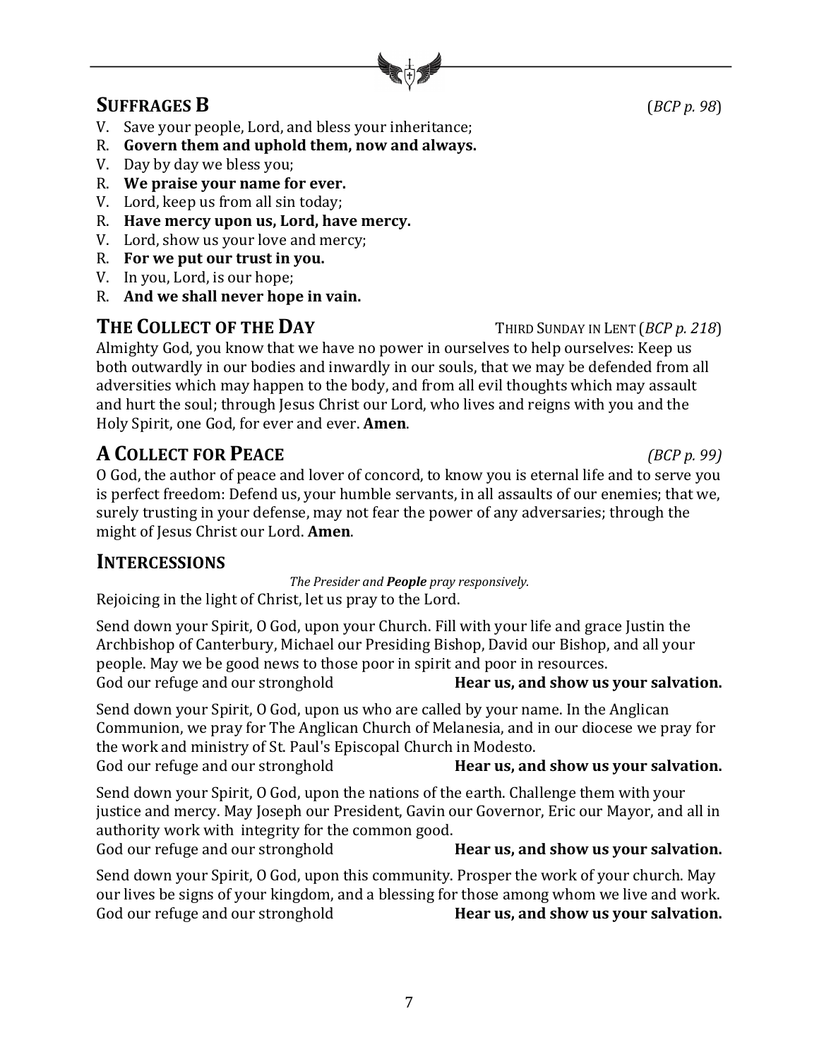## SUFFRAGES B (*BCP p. 98*)

V. Save your people, Lord, and bless your inheritance;
R. **Govern them and uphold them, now and always.**
V. Day by day we bless you;
R. **We praise your name for ever.**
V. Lord, keep us from all sin today;
R. **Have mercy upon us, Lord, have mercy.**
V. Lord, show us your love and mercy;
R. **For we put our trust in you.**
V. In you, Lord, is our hope;
R. **And we shall never hope in vain.**

## THE COLLECT OF THE DAY — THIRD SUNDAY IN LENT (*BCP p. 218*)

Almighty God, you know that we have no power in ourselves to help ourselves: Keep us both outwardly in our bodies and inwardly in our souls, that we may be defended from all adversities which may happen to the body, and from all evil thoughts which may assault and hurt the soul; through Jesus Christ our Lord, who lives and reigns with you and the Holy Spirit, one God, for ever and ever. **Amen**.

## A COLLECT FOR PEACE (*BCP p. 99*)

O God, the author of peace and lover of concord, to know you is eternal life and to serve you is perfect freedom: Defend us, your humble servants, in all assaults of our enemies; that we, surely trusting in your defense, may not fear the power of any adversaries; through the might of Jesus Christ our Lord. **Amen**.

## INTERCESSIONS

*The Presider and **People** pray responsively.*

Rejoicing in the light of Christ, let us pray to the Lord.

Send down your Spirit, O God, upon your Church. Fill with your life and grace Justin the Archbishop of Canterbury, Michael our Presiding Bishop, David our Bishop, and all your people. May we be good news to those poor in spirit and poor in resources.
God our refuge and our stronghold **Hear us, and show us your salvation.**

Send down your Spirit, O God, upon us who are called by your name. In the Anglican Communion, we pray for The Anglican Church of Melanesia, and in our diocese we pray for the work and ministry of St. Paul's Episcopal Church in Modesto.
God our refuge and our stronghold **Hear us, and show us your salvation.**

Send down your Spirit, O God, upon the nations of the earth. Challenge them with your justice and mercy. May Joseph our President, Gavin our Governor, Eric our Mayor, and all in authority work with integrity for the common good.
God our refuge and our stronghold **Hear us, and show us your salvation.**

Send down your Spirit, O God, upon this community. Prosper the work of your church. May our lives be signs of your kingdom, and a blessing for those among whom we live and work.
God our refuge and our stronghold **Hear us, and show us your salvation.**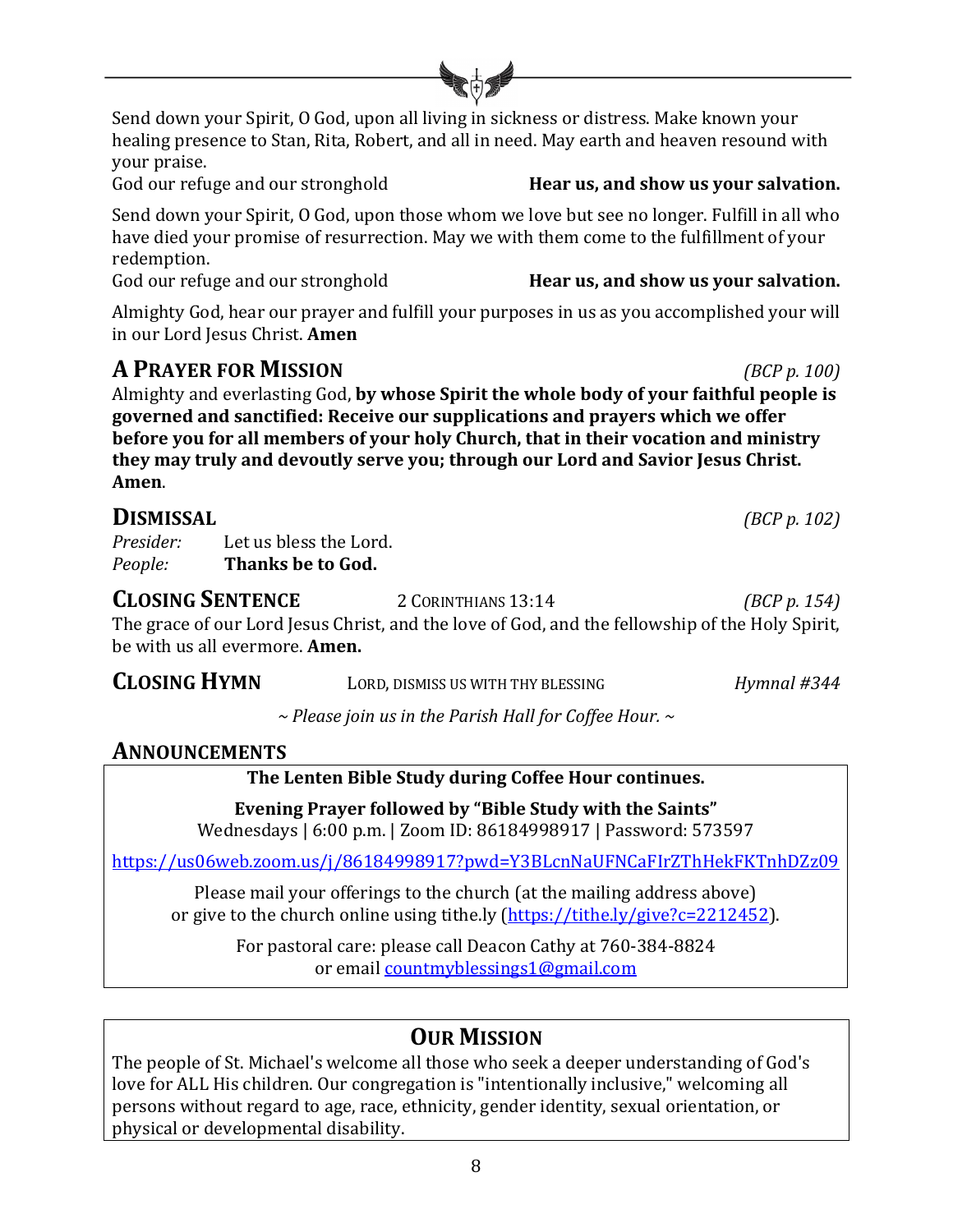Send down your Spirit, O God, upon all living in sickness or distress. Make known your healing presence to Stan, Rita, Robert, and all in need. May earth and heaven resound with your praise.

God our refuge and our stronghold **Hear us, and show us your salvation.**

Send down your Spirit, O God, upon those whom we love but see no longer. Fulfill in all who have died your promise of resurrection. May we with them come to the fulfillment of your redemption.

God our refuge and our stronghold **Hear us, and show us your salvation.**

Almighty God, hear our prayer and fulfill your purposes in us as you accomplished your will in our Lord Jesus Christ. **Amen**

## A Prayer for Mission *(BCP p. 100)*

Almighty and everlasting God, **by whose Spirit the whole body of your faithful people is governed and sanctified: Receive our supplications and prayers which we offer before you for all members of your holy Church, that in their vocation and ministry they may truly and devoutly serve you; through our Lord and Savior Jesus Christ. Amen**.

## Dismissal *(BCP p. 102)*

*Presider:* Let us bless the Lord.
*People:* **Thanks be to God.**

## Closing Sentence 2 Corinthians 13:14 *(BCP p. 154)*

The grace of our Lord Jesus Christ, and the love of God, and the fellowship of the Holy Spirit, be with us all evermore. **Amen.**

## Closing Hymn Lord, dismiss us with thy blessing *Hymnal #344*

*~ Please join us in the Parish Hall for Coffee Hour. ~*

## Announcements

**The Lenten Bible Study during Coffee Hour continues.**

**Evening Prayer followed by "Bible Study with the Saints"**
Wednesdays | 6:00 p.m. | Zoom ID: 86184998917 | Password: 573597

https://us06web.zoom.us/j/86184998917?pwd=Y3BLcnNaUFNCaFIrZThHekFKTnhDZz09

Please mail your offerings to the church (at the mailing address above) or give to the church online using tithe.ly (https://tithe.ly/give?c=2212452).

For pastoral care: please call Deacon Cathy at 760-384-8824 or email countmyblessings1@gmail.com

## Our Mission

The people of St. Michael's welcome all those who seek a deeper understanding of God's love for ALL His children. Our congregation is "intentionally inclusive," welcoming all persons without regard to age, race, ethnicity, gender identity, sexual orientation, or physical or developmental disability.